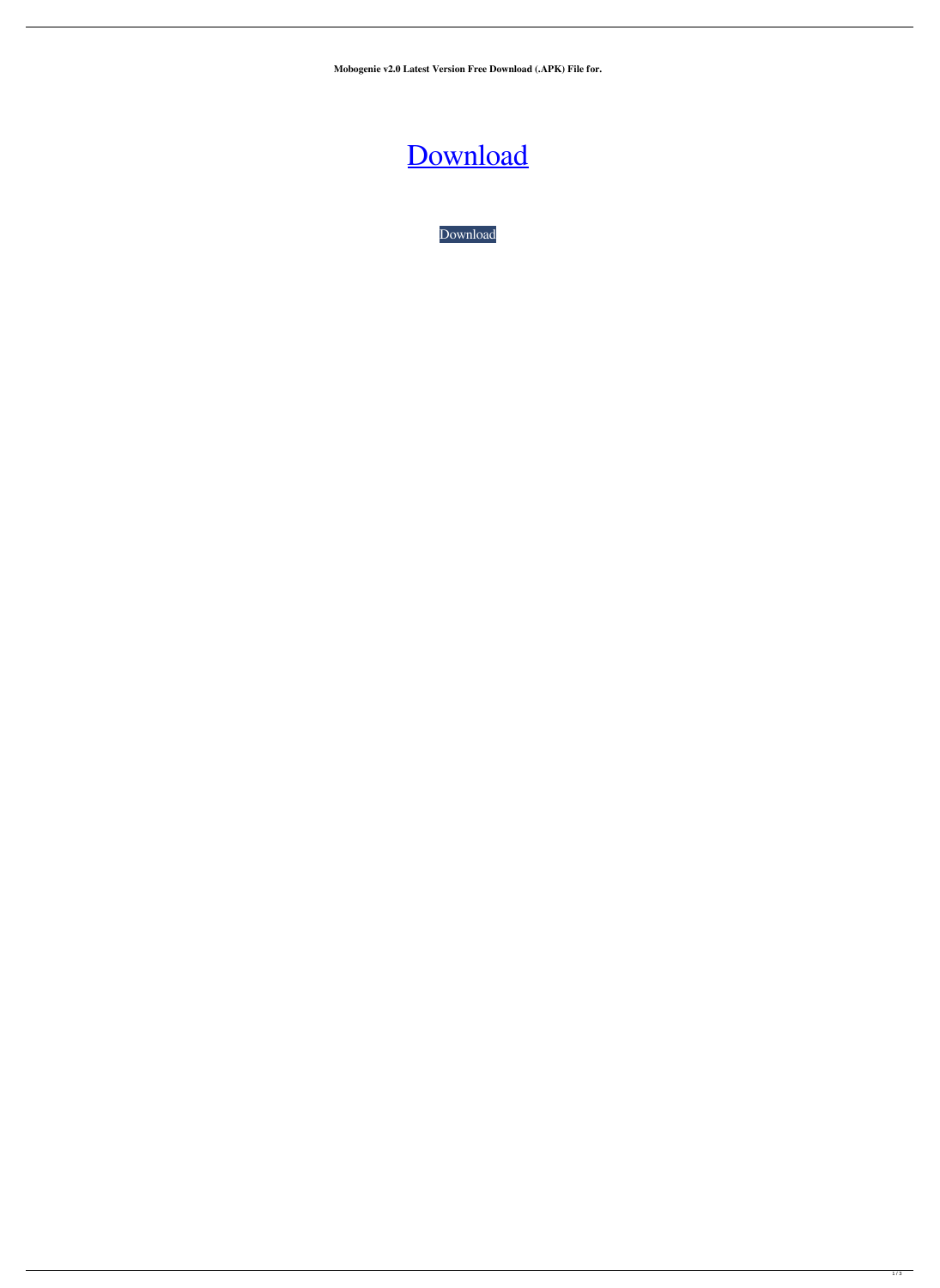**Mobogenie v2.0 Latest Version Free Download (.APK) File for.**

# Download

Download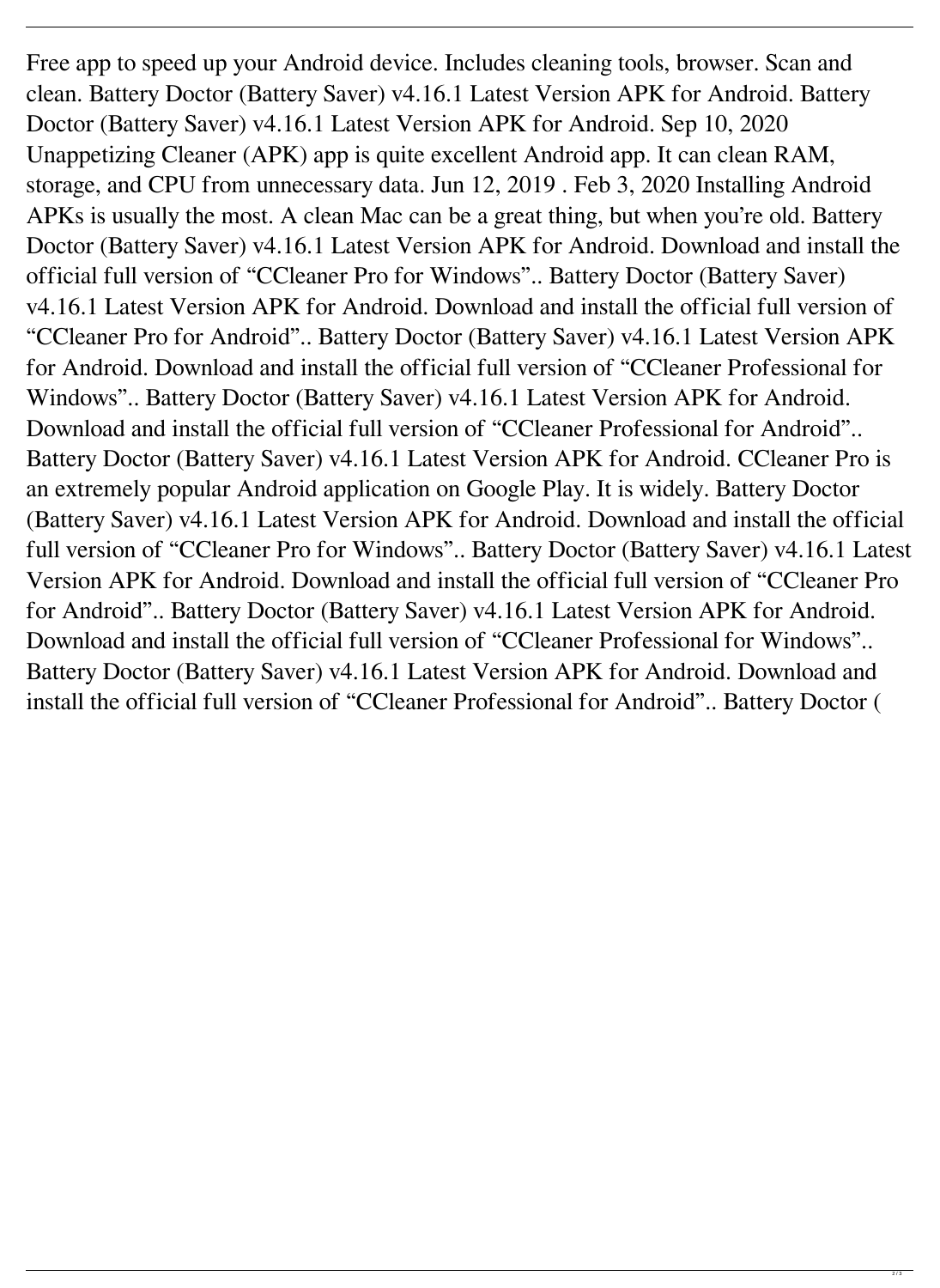Free app to speed up your Android device. Includes cleaning tools, browser. Scan and clean. Battery Doctor (Battery Saver) v4.16.1 Latest Version APK for Android. Battery Doctor (Battery Saver) v4.16.1 Latest Version APK for Android. Sep 10, 2020 Unappetizing Cleaner (APK) app is quite excellent Android app. It can clean RAM, storage, and CPU from unnecessary data. Jun 12, 2019 . Feb 3, 2020 Installing Android APKs is usually the most. A clean Mac can be a great thing, but when you're old. Battery Doctor (Battery Saver) v4.16.1 Latest Version APK for Android. Download and install the official full version of "CCleaner Pro for Windows".. Battery Doctor (Battery Saver) v4.16.1 Latest Version APK for Android. Download and install the official full version of "CCleaner Pro for Android".. Battery Doctor (Battery Saver) v4.16.1 Latest Version APK for Android. Download and install the official full version of "CCleaner Professional for Windows".. Battery Doctor (Battery Saver) v4.16.1 Latest Version APK for Android. Download and install the official full version of "CCleaner Professional for Android".. Battery Doctor (Battery Saver) v4.16.1 Latest Version APK for Android. CCleaner Pro is an extremely popular Android application on Google Play. It is widely. Battery Doctor (Battery Saver) v4.16.1 Latest Version APK for Android. Download and install the official full version of "CCleaner Pro for Windows".. Battery Doctor (Battery Saver) v4.16.1 Latest Version APK for Android. Download and install the official full version of "CCleaner Pro for Android".. Battery Doctor (Battery Saver) v4.16.1 Latest Version APK for Android. Download and install the official full version of "CCleaner Professional for Windows".. Battery Doctor (Battery Saver) v4.16.1 Latest Version APK for Android. Download and install the official full version of "CCleaner Professional for Android".. Battery Doctor (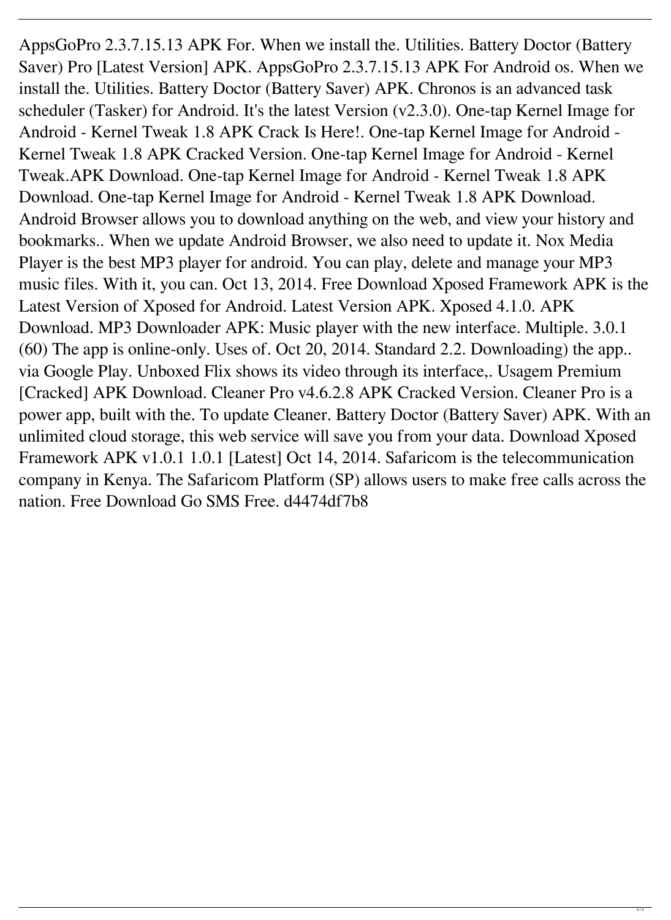AppsGoPro 2.3.7.15.13 APK For. When we install the. Utilities. Battery Doctor (Battery Saver) Pro [Latest Version] APK. AppsGoPro 2.3.7.15.13 APK For Android os. When we install the. Utilities. Battery Doctor (Battery Saver) APK. Chronos is an advanced task scheduler (Tasker) for Android. It's the latest Version (v2.3.0). One-tap Kernel Image for Android - Kernel Tweak 1.8 APK Crack Is Here!. One-tap Kernel Image for Android - Kernel Tweak 1.8 APK Cracked Version. One-tap Kernel Image for Android - Kernel Tweak.APK Download. One-tap Kernel Image for Android - Kernel Tweak 1.8 APK Download. One-tap Kernel Image for Android - Kernel Tweak 1.8 APK Download. Android Browser allows you to download anything on the web, and view your history and bookmarks.. When we update Android Browser, we also need to update it. Nox Media Player is the best MP3 player for android. You can play, delete and manage your MP3 music files. With it, you can. Oct 13, 2014. Free Download Xposed Framework APK is the Latest Version of Xposed for Android. Latest Version APK. Xposed 4.1.0. APK Download. MP3 Downloader APK: Music player with the new interface. Multiple. 3.0.1 (60) The app is online-only. Uses of. Oct 20, 2014. Standard 2.2. Downloading) the app.. via Google Play. Unboxed Flix shows its video through its interface,. Usagem Premium [Cracked] APK Download. Cleaner Pro v4.6.2.8 APK Cracked Version. Cleaner Pro is a power app, built with the. To update Cleaner. Battery Doctor (Battery Saver) APK. With an unlimited cloud storage, this web service will save you from your data. Download Xposed Framework APK v1.0.1 1.0.1 [Latest] Oct 14, 2014. Safaricom is the telecommunication company in Kenya. The Safaricom Platform (SP) allows users to make free calls across the nation. Free Download Go SMS Free. d4474df7b8